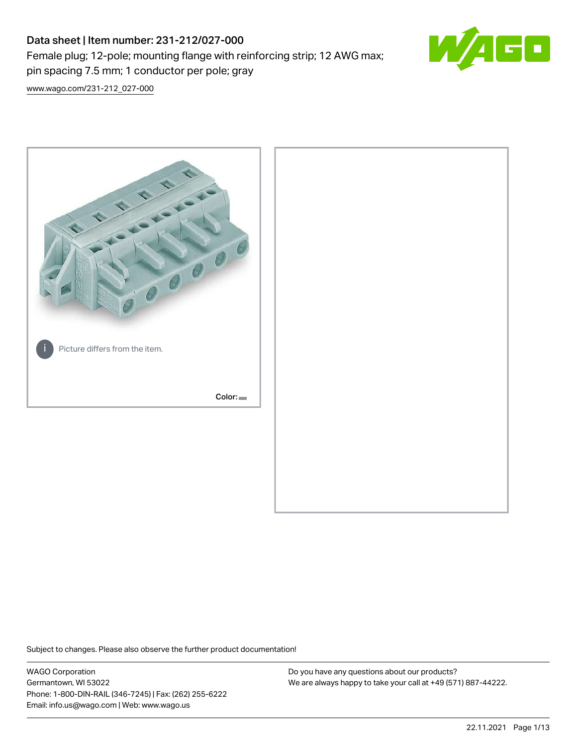# Data sheet | Item number: 231-212/027-000

Female plug; 12-pole; mounting flange with reinforcing strip; 12 AWG max; pin spacing 7.5 mm; 1 conductor per pole; gray

www.wago.com/231-212_027-000

Picture differs from the item.

Color:

Subject to changes. Please also observe the further product documentation!

WAGO Corporation
Germantown, WI 53022
Phone: 1-800-DIN-RAIL (346-7245) | Fax: (262) 255-6222
Email: info.us@wago.com | Web: www.wago.us

Do you have any questions about our products?
We are always happy to take your call at +49 (571) 887-44222.

22.11.2021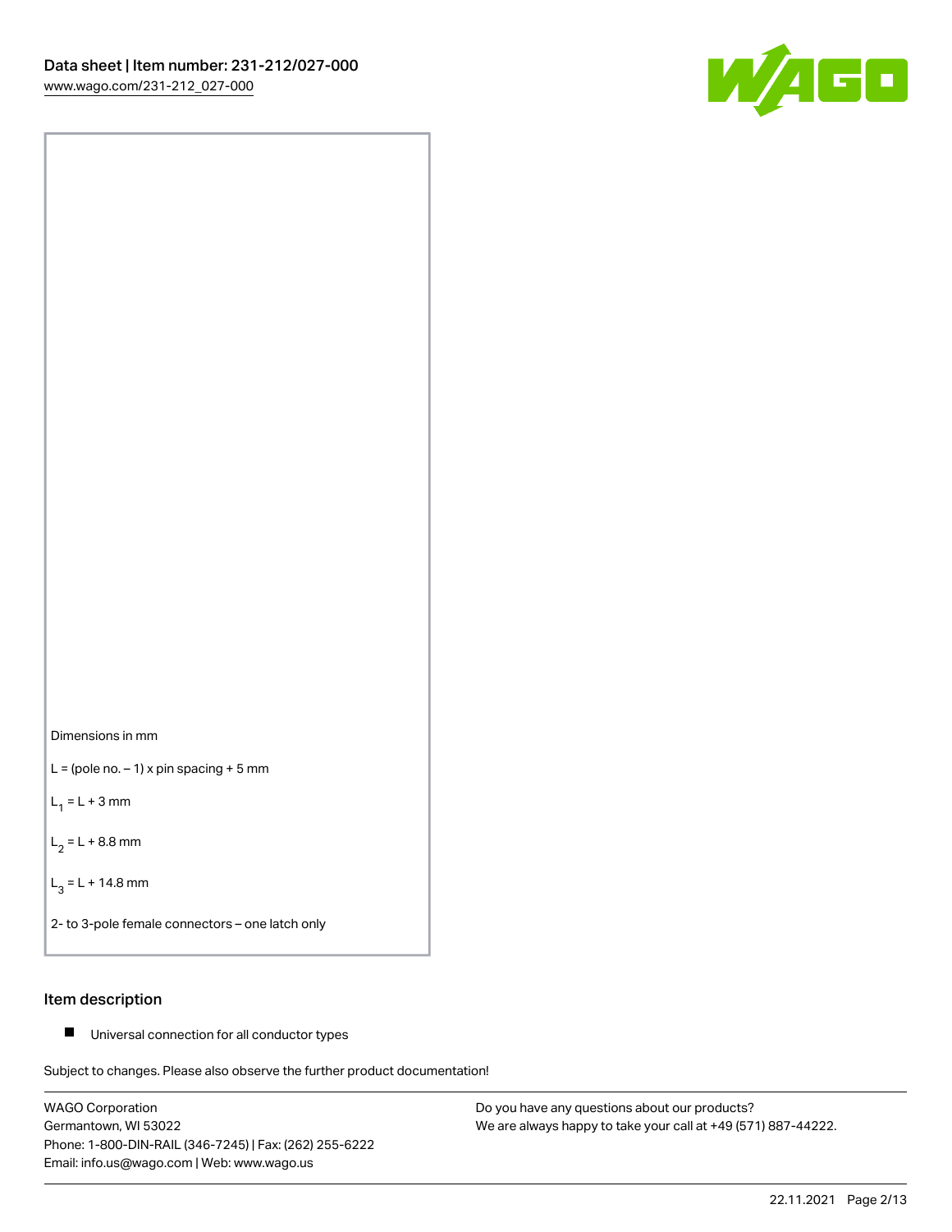Dimensions in mm

L = (pole no. – 1) x pin spacing + 5 mm

$L_1$ = L + 3 mm

$L_2$ = L + 8.8 mm

$L_3$ = L + 14.8 mm

2- to 3-pole female connectors – one latch only

## Item description

- Universal connection for all conductor types

Subject to changes. Please also observe the further product documentation!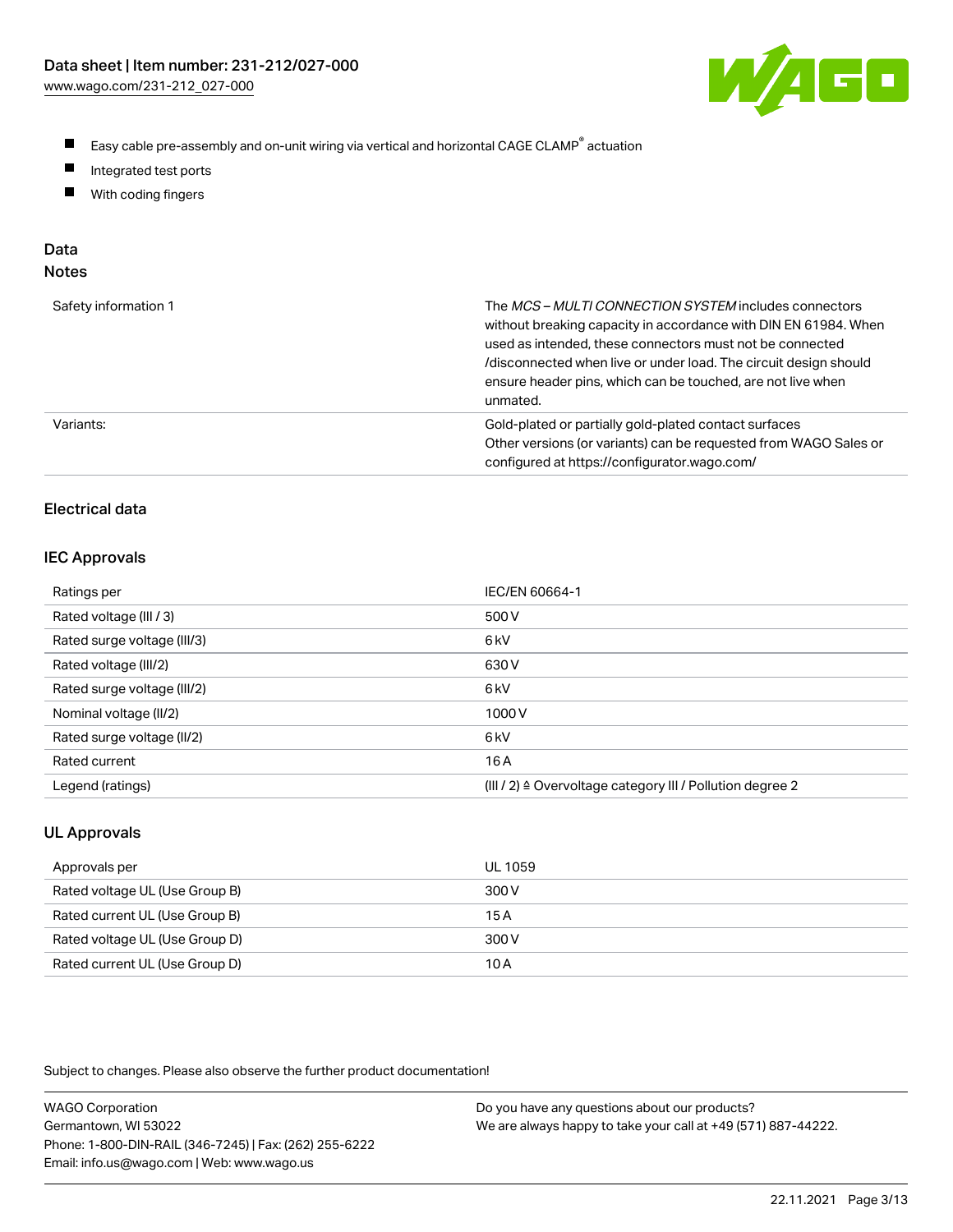- Easy cable pre-assembly and on-unit wiring via vertical and horizontal CAGE CLAMP® actuation
- Integrated test ports
- With coding fingers

## Data

### Notes

| | |
|---|---|
| Safety information 1 | The *MCS – MULTI CONNECTION SYSTEM* includes connectors without breaking capacity in accordance with DIN EN 61984. When used as intended, these connectors must not be connected /disconnected when live or under load. The circuit design should ensure header pins, which can be touched, are not live when unmated. |
| Variants: | Gold-plated or partially gold-plated contact surfaces<br>Other versions (or variants) can be requested from WAGO Sales or configured at https://configurator.wago.com/ |

## Electrical data

### IEC Approvals

| | |
|---|---|
| Ratings per | IEC/EN 60664-1 |
| Rated voltage (III / 3) | 500 V |
| Rated surge voltage (III/3) | 6 kV |
| Rated voltage (III/2) | 630 V |
| Rated surge voltage (III/2) | 6 kV |
| Nominal voltage (II/2) | 1000 V |
| Rated surge voltage (II/2) | 6 kV |
| Rated current | 16 A |
| Legend (ratings) | (III / 2) ≙ Overvoltage category III / Pollution degree 2 |

### UL Approvals

| | |
|---|---|
| Approvals per | UL 1059 |
| Rated voltage UL (Use Group B) | 300 V |
| Rated current UL (Use Group B) | 15 A |
| Rated voltage UL (Use Group D) | 300 V |
| Rated current UL (Use Group D) | 10 A |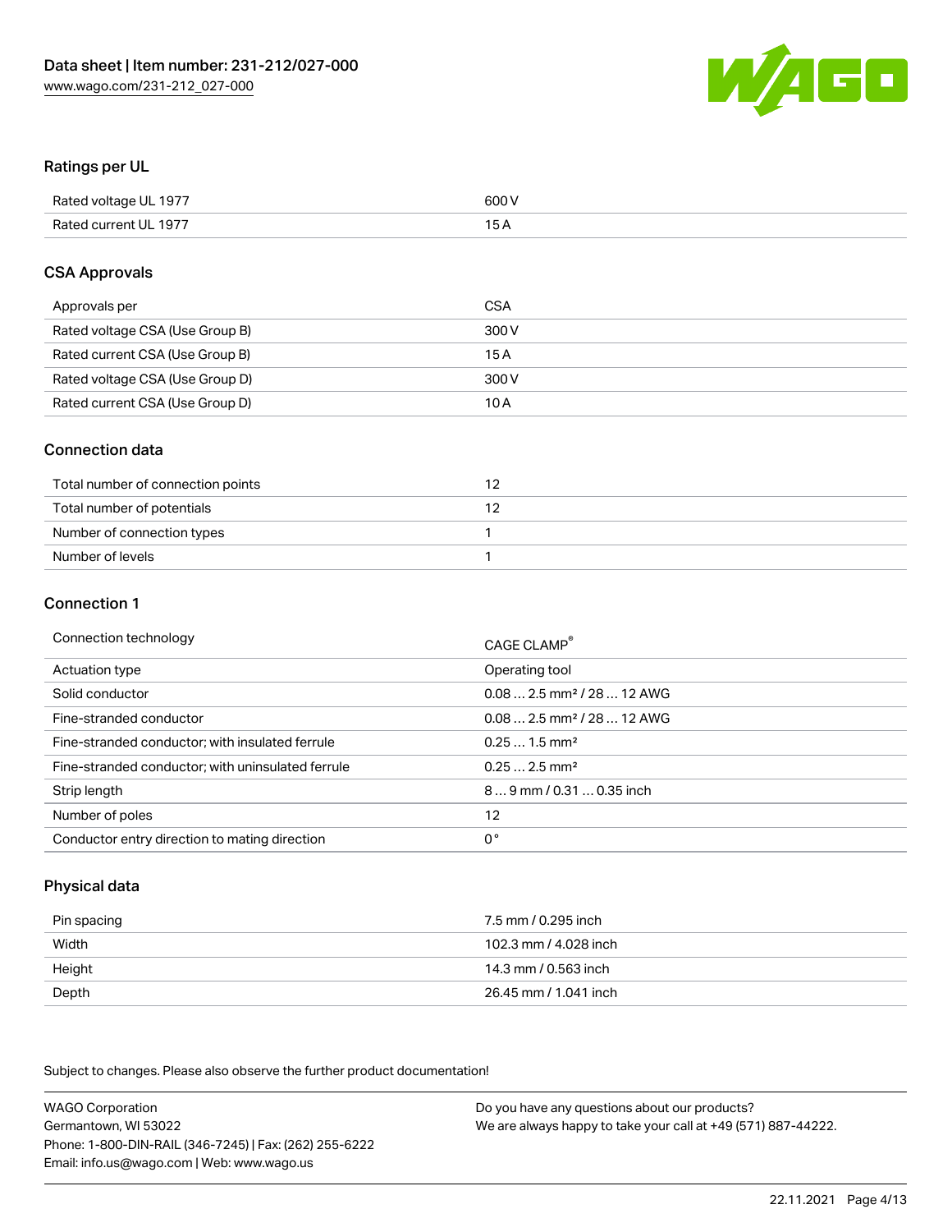## Ratings per UL

| | |
|---|---|
| Rated voltage UL 1977 | 600 V |
| Rated current UL 1977 | 15 A |

## CSA Approvals

| | |
|---|---|
| Approvals per | CSA |
| Rated voltage CSA (Use Group B) | 300 V |
| Rated current CSA (Use Group B) | 15 A |
| Rated voltage CSA (Use Group D) | 300 V |
| Rated current CSA (Use Group D) | 10 A |

## Connection data

| | |
|---|---|
| Total number of connection points | 12 |
| Total number of potentials | 12 |
| Number of connection types | 1 |
| Number of levels | 1 |

## Connection 1

| | |
|---|---|
| Connection technology | CAGE CLAMP® |
| Actuation type | Operating tool |
| Solid conductor | 0.08 … 2.5 mm² / 28 … 12 AWG |
| Fine-stranded conductor | 0.08 … 2.5 mm² / 28 … 12 AWG |
| Fine-stranded conductor; with insulated ferrule | 0.25 … 1.5 mm² |
| Fine-stranded conductor; with uninsulated ferrule | 0.25 … 2.5 mm² |
| Strip length | 8 … 9 mm / 0.31 … 0.35 inch |
| Number of poles | 12 |
| Conductor entry direction to mating direction | 0° |

## Physical data

| | |
|---|---|
| Pin spacing | 7.5 mm / 0.295 inch |
| Width | 102.3 mm / 4.028 inch |
| Height | 14.3 mm / 0.563 inch |
| Depth | 26.45 mm / 1.041 inch |

Subject to changes. Please also observe the further product documentation!

WAGO Corporation
Germantown, WI 53022
Phone: 1-800-DIN-RAIL (346-7245) | Fax: (262) 255-6222
Email: info.us@wago.com | Web: www.wago.us

Do you have any questions about our products?
We are always happy to take your call at +49 (571) 887-44222.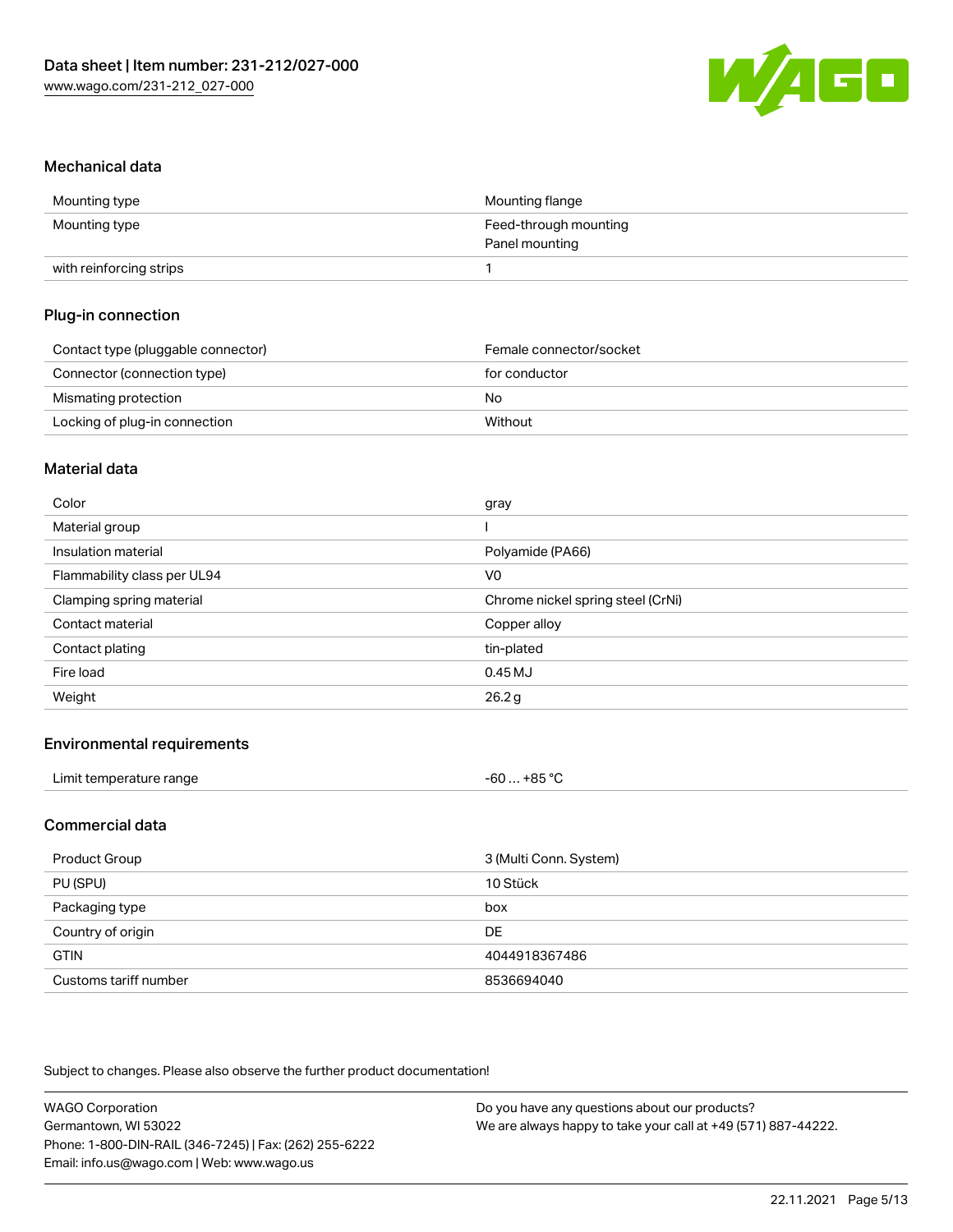## Mechanical data

| | |
|---|---|
| Mounting type | Mounting flange |
| Mounting type | Feed-through mounting<br>Panel mounting |
| with reinforcing strips | 1 |

## Plug-in connection

| | |
|---|---|
| Contact type (pluggable connector) | Female connector/socket |
| Connector (connection type) | for conductor |
| Mismating protection | No |
| Locking of plug-in connection | Without |

## Material data

| | |
|---|---|
| Color | gray |
| Material group | I |
| Insulation material | Polyamide (PA66) |
| Flammability class per UL94 | V0 |
| Clamping spring material | Chrome nickel spring steel (CrNi) |
| Contact material | Copper alloy |
| Contact plating | tin-plated |
| Fire load | 0.45 MJ |
| Weight | 26.2 g |

## Environmental requirements

| | |
|---|---|
| Limit temperature range | -60 … +85 °C |

## Commercial data

| | |
|---|---|
| Product Group | 3 (Multi Conn. System) |
| PU (SPU) | 10 Stück |
| Packaging type | box |
| Country of origin | DE |
| GTIN | 4044918367486 |
| Customs tariff number | 8536694040 |

Subject to changes. Please also observe the further product documentation!

WAGO Corporation
Germantown, WI 53022
Phone: 1-800-DIN-RAIL (346-7245) | Fax: (262) 255-6222
Email: info.us@wago.com | Web: www.wago.us

Do you have any questions about our products?
We are always happy to take your call at +49 (571) 887-44222.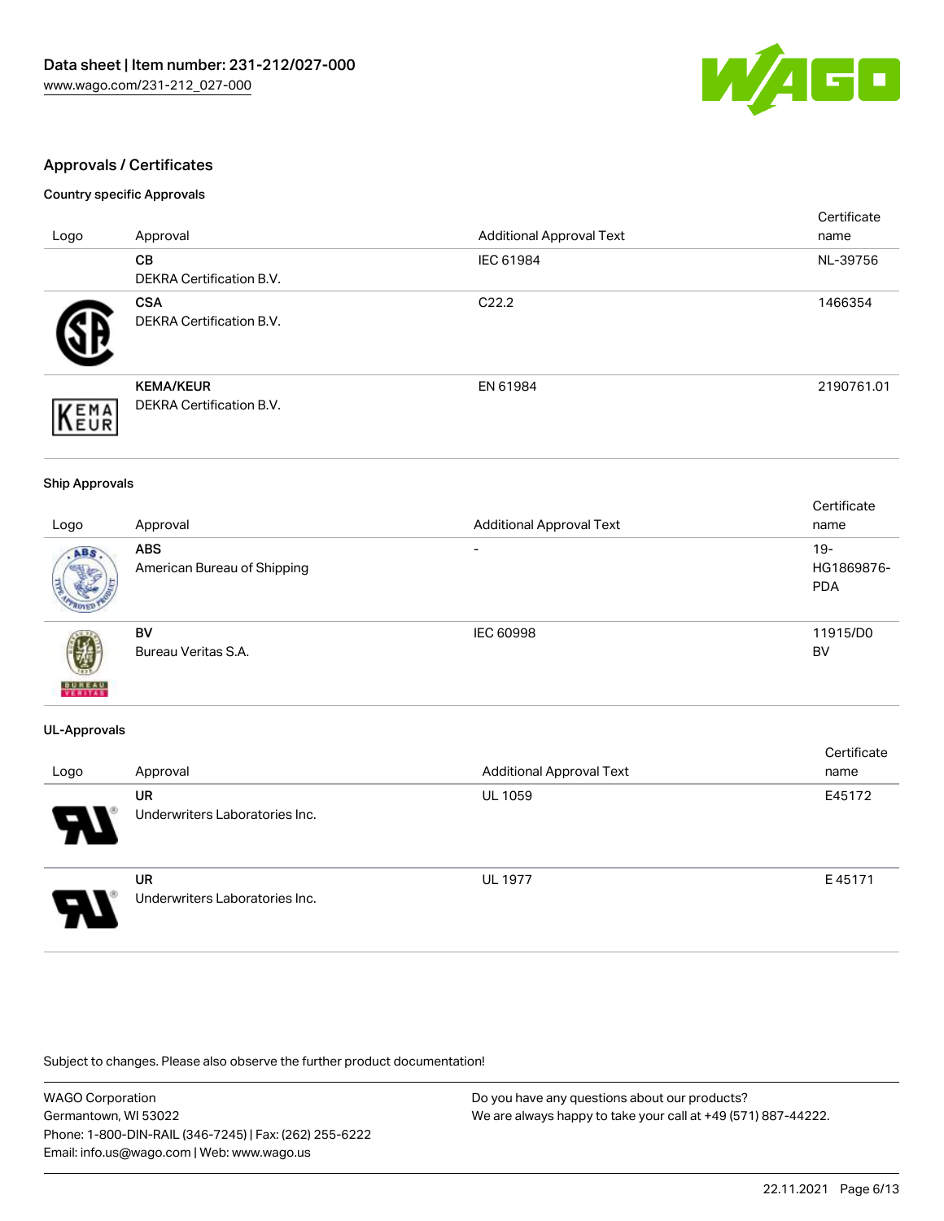## Approvals / Certificates

### Country specific Approvals

| Logo | Approval | Additional Approval Text | Certificate name |
|---|---|---|---|
| | **CB**<br>DEKRA Certification B.V. | IEC 61984 | NL-39756 |
| | **CSA**<br>DEKRA Certification B.V. | C22.2 | 1466354 |
| | **KEMA/KEUR**<br>DEKRA Certification B.V. | EN 61984 | 2190761.01 |

### Ship Approvals

| Logo | Approval | Additional Approval Text | Certificate name |
|---|---|---|---|
| | **ABS**<br>American Bureau of Shipping | - | 19-HG1869876-PDA |
| | **BV**<br>Bureau Veritas S.A. | IEC 60998 | 11915/D0 BV |

### UL-Approvals

| Logo | Approval | Additional Approval Text | Certificate name |
|---|---|---|---|
| | **UR**<br>Underwriters Laboratories Inc. | UL 1059 | E45172 |
| | **UR**<br>Underwriters Laboratories Inc. | UL 1977 | E 45171 |

Subject to changes. Please also observe the further product documentation!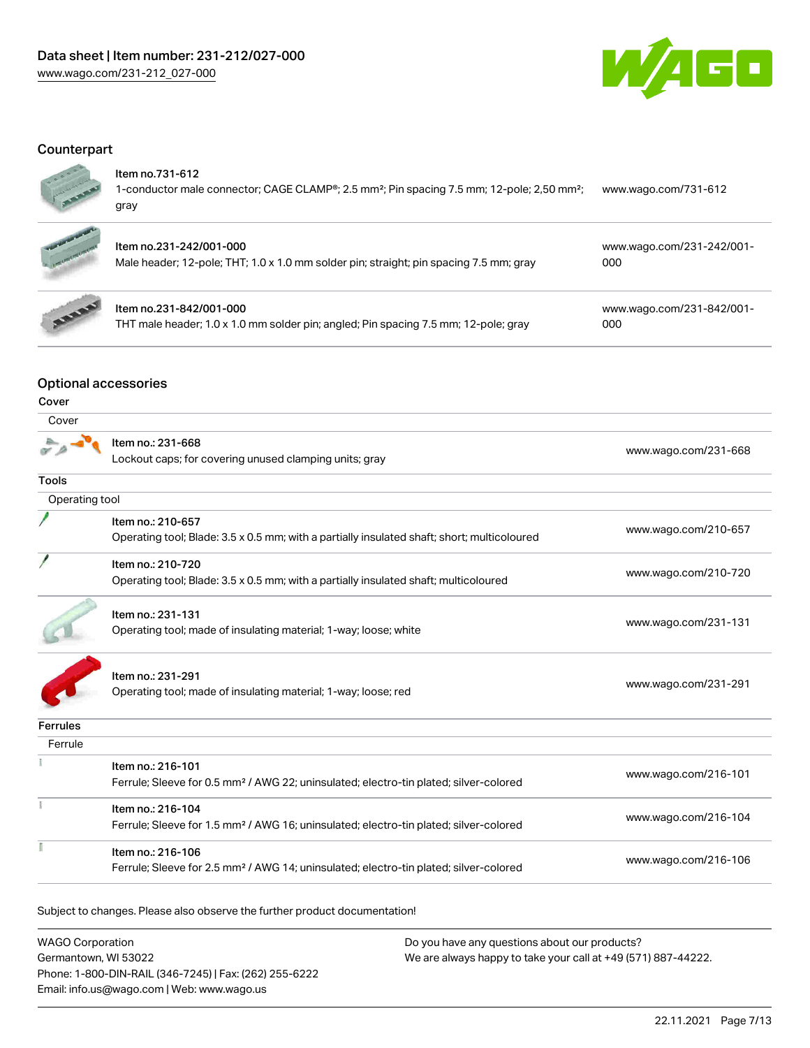## Counterpart

| Item | Link |
|---|---|
| Item no.731-612<br>1-conductor male connector; CAGE CLAMP®; 2.5 mm²; Pin spacing 7.5 mm; 12-pole; 2,50 mm²; gray | www.wago.com/731-612 |
| Item no.231-242/001-000<br>Male header; 12-pole; THT; 1.0 x 1.0 mm solder pin; straight; pin spacing 7.5 mm; gray | www.wago.com/231-242/001-000 |
| Item no.231-842/001-000<br>THT male header; 1.0 x 1.0 mm solder pin; angled; Pin spacing 7.5 mm; 12-pole; gray | www.wago.com/231-842/001-000 |

## Optional accessories

### Cover

**Cover**

| Item | Link |
|---|---|
| Item no.: 231-668<br>Lockout caps; for covering unused clamping units; gray | www.wago.com/231-668 |

### Tools

**Operating tool**

| Item | Link |
|---|---|
| Item no.: 210-657<br>Operating tool; Blade: 3.5 x 0.5 mm; with a partially insulated shaft; short; multicoloured | www.wago.com/210-657 |
| Item no.: 210-720<br>Operating tool; Blade: 3.5 x 0.5 mm; with a partially insulated shaft; multicoloured | www.wago.com/210-720 |
| Item no.: 231-131<br>Operating tool; made of insulating material; 1-way; loose; white | www.wago.com/231-131 |
| Item no.: 231-291<br>Operating tool; made of insulating material; 1-way; loose; red | www.wago.com/231-291 |

### Ferrules

**Ferrule**

| Item | Link |
|---|---|
| Item no.: 216-101<br>Ferrule; Sleeve for 0.5 mm² / AWG 22; uninsulated; electro-tin plated; silver-colored | www.wago.com/216-101 |
| Item no.: 216-104<br>Ferrule; Sleeve for 1.5 mm² / AWG 16; uninsulated; electro-tin plated; silver-colored | www.wago.com/216-104 |
| Item no.: 216-106<br>Ferrule; Sleeve for 2.5 mm² / AWG 14; uninsulated; electro-tin plated; silver-colored | www.wago.com/216-106 |

Subject to changes. Please also observe the further product documentation!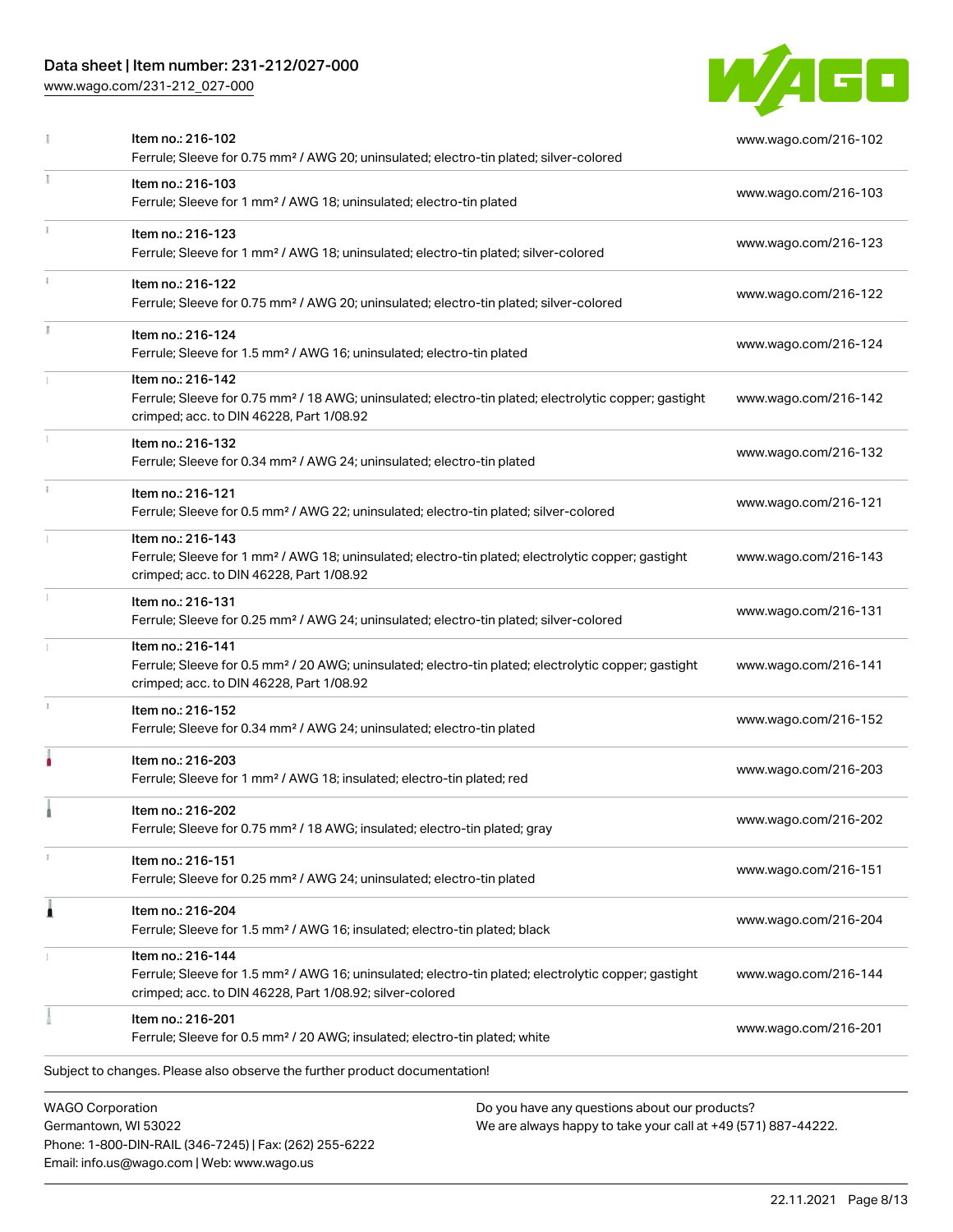| | | |
|---|---|---|
| | Item no.: 216-102<br>Ferrule; Sleeve for 0.75 mm² / AWG 20; uninsulated; electro-tin plated; silver-colored | www.wago.com/216-102 |
| | Item no.: 216-103<br>Ferrule; Sleeve for 1 mm² / AWG 18; uninsulated; electro-tin plated | www.wago.com/216-103 |
| | Item no.: 216-123<br>Ferrule; Sleeve for 1 mm² / AWG 18; uninsulated; electro-tin plated; silver-colored | www.wago.com/216-123 |
| | Item no.: 216-122<br>Ferrule; Sleeve for 0.75 mm² / AWG 20; uninsulated; electro-tin plated; silver-colored | www.wago.com/216-122 |
| | Item no.: 216-124<br>Ferrule; Sleeve for 1.5 mm² / AWG 16; uninsulated; electro-tin plated | www.wago.com/216-124 |
| | Item no.: 216-142<br>Ferrule; Sleeve for 0.75 mm² / 18 AWG; uninsulated; electro-tin plated; electrolytic copper; gastight crimped; acc. to DIN 46228, Part 1/08.92 | www.wago.com/216-142 |
| | Item no.: 216-132<br>Ferrule; Sleeve for 0.34 mm² / AWG 24; uninsulated; electro-tin plated | www.wago.com/216-132 |
| | Item no.: 216-121<br>Ferrule; Sleeve for 0.5 mm² / AWG 22; uninsulated; electro-tin plated; silver-colored | www.wago.com/216-121 |
| | Item no.: 216-143<br>Ferrule; Sleeve for 1 mm² / AWG 18; uninsulated; electro-tin plated; electrolytic copper; gastight crimped; acc. to DIN 46228, Part 1/08.92 | www.wago.com/216-143 |
| | Item no.: 216-131<br>Ferrule; Sleeve for 0.25 mm² / AWG 24; uninsulated; electro-tin plated; silver-colored | www.wago.com/216-131 |
| | Item no.: 216-141<br>Ferrule; Sleeve for 0.5 mm² / 20 AWG; uninsulated; electro-tin plated; electrolytic copper; gastight crimped; acc. to DIN 46228, Part 1/08.92 | www.wago.com/216-141 |
| | Item no.: 216-152<br>Ferrule; Sleeve for 0.34 mm² / AWG 24; uninsulated; electro-tin plated | www.wago.com/216-152 |
| | Item no.: 216-203<br>Ferrule; Sleeve for 1 mm² / AWG 18; insulated; electro-tin plated; red | www.wago.com/216-203 |
| | Item no.: 216-202<br>Ferrule; Sleeve for 0.75 mm² / 18 AWG; insulated; electro-tin plated; gray | www.wago.com/216-202 |
| | Item no.: 216-151<br>Ferrule; Sleeve for 0.25 mm² / AWG 24; uninsulated; electro-tin plated | www.wago.com/216-151 |
| | Item no.: 216-204<br>Ferrule; Sleeve for 1.5 mm² / AWG 16; insulated; electro-tin plated; black | www.wago.com/216-204 |
| | Item no.: 216-144<br>Ferrule; Sleeve for 1.5 mm² / AWG 16; uninsulated; electro-tin plated; electrolytic copper; gastight crimped; acc. to DIN 46228, Part 1/08.92; silver-colored | www.wago.com/216-144 |
| | Item no.: 216-201<br>Ferrule; Sleeve for 0.5 mm² / 20 AWG; insulated; electro-tin plated; white | www.wago.com/216-201 |

Subject to changes. Please also observe the further product documentation!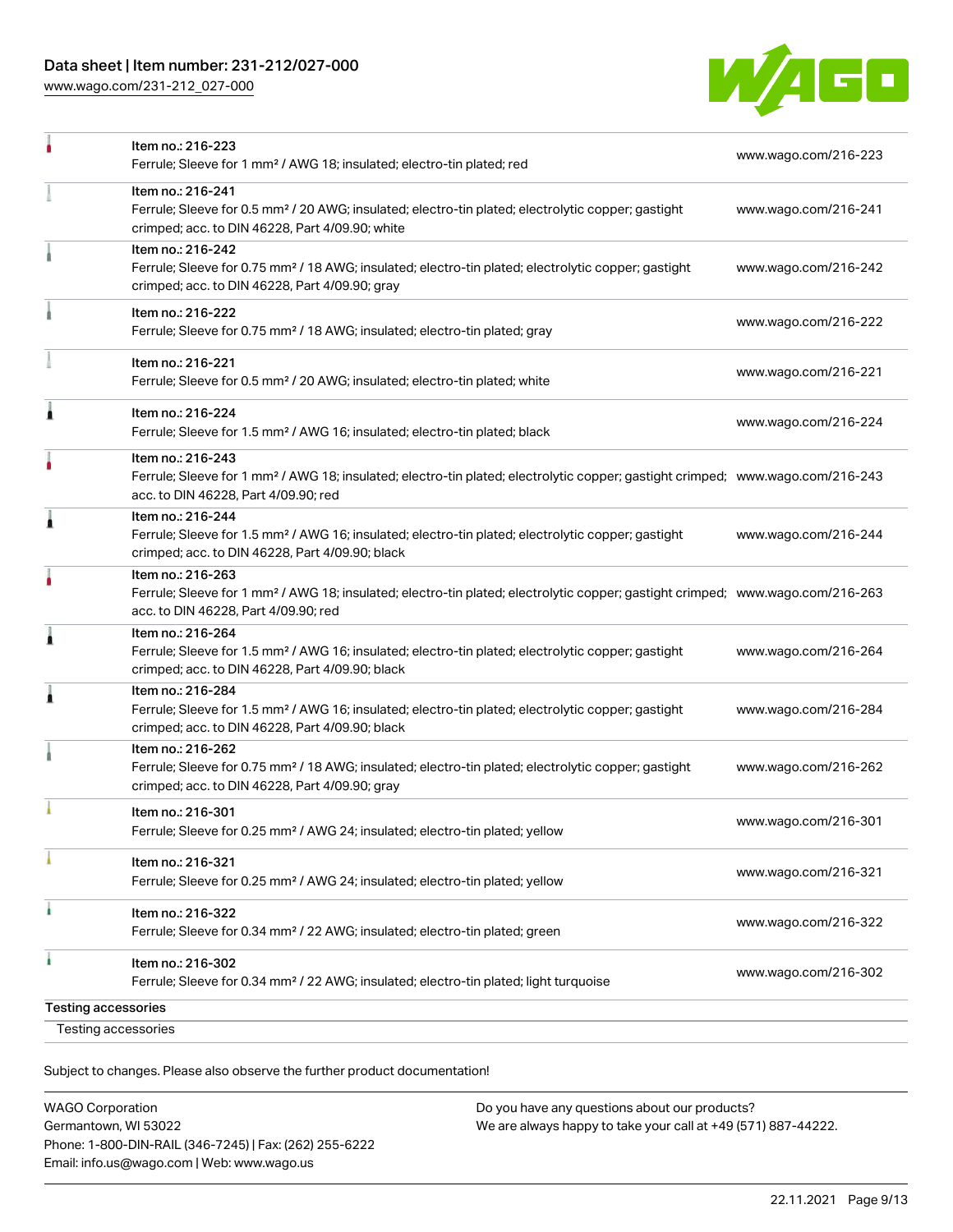| Item | Description | Link |
| --- | --- | --- |
| Item no.: 216-223 | Ferrule; Sleeve for 1 mm² / AWG 18; insulated; electro-tin plated; red | www.wago.com/216-223 |
| Item no.: 216-241 | Ferrule; Sleeve for 0.5 mm² / 20 AWG; insulated; electro-tin plated; electrolytic copper; gastight crimped; acc. to DIN 46228, Part 4/09.90; white | www.wago.com/216-241 |
| Item no.: 216-242 | Ferrule; Sleeve for 0.75 mm² / 18 AWG; insulated; electro-tin plated; electrolytic copper; gastight crimped; acc. to DIN 46228, Part 4/09.90; gray | www.wago.com/216-242 |
| Item no.: 216-222 | Ferrule; Sleeve for 0.75 mm² / 18 AWG; insulated; electro-tin plated; gray | www.wago.com/216-222 |
| Item no.: 216-221 | Ferrule; Sleeve for 0.5 mm² / 20 AWG; insulated; electro-tin plated; white | www.wago.com/216-221 |
| Item no.: 216-224 | Ferrule; Sleeve for 1.5 mm² / AWG 16; insulated; electro-tin plated; black | www.wago.com/216-224 |
| Item no.: 216-243 | Ferrule; Sleeve for 1 mm² / AWG 18; insulated; electro-tin plated; electrolytic copper; gastight crimped; acc. to DIN 46228, Part 4/09.90; red | www.wago.com/216-243 |
| Item no.: 216-244 | Ferrule; Sleeve for 1.5 mm² / AWG 16; insulated; electro-tin plated; electrolytic copper; gastight crimped; acc. to DIN 46228, Part 4/09.90; black | www.wago.com/216-244 |
| Item no.: 216-263 | Ferrule; Sleeve for 1 mm² / AWG 18; insulated; electro-tin plated; electrolytic copper; gastight crimped; acc. to DIN 46228, Part 4/09.90; red | www.wago.com/216-263 |
| Item no.: 216-264 | Ferrule; Sleeve for 1.5 mm² / AWG 16; insulated; electro-tin plated; electrolytic copper; gastight crimped; acc. to DIN 46228, Part 4/09.90; black | www.wago.com/216-264 |
| Item no.: 216-284 | Ferrule; Sleeve for 1.5 mm² / AWG 16; insulated; electro-tin plated; electrolytic copper; gastight crimped; acc. to DIN 46228, Part 4/09.90; black | www.wago.com/216-284 |
| Item no.: 216-262 | Ferrule; Sleeve for 0.75 mm² / 18 AWG; insulated; electro-tin plated; electrolytic copper; gastight crimped; acc. to DIN 46228, Part 4/09.90; gray | www.wago.com/216-262 |
| Item no.: 216-301 | Ferrule; Sleeve for 0.25 mm² / AWG 24; insulated; electro-tin plated; yellow | www.wago.com/216-301 |
| Item no.: 216-321 | Ferrule; Sleeve for 0.25 mm² / AWG 24; insulated; electro-tin plated; yellow | www.wago.com/216-321 |
| Item no.: 216-322 | Ferrule; Sleeve for 0.34 mm² / 22 AWG; insulated; electro-tin plated; green | www.wago.com/216-322 |
| Item no.: 216-302 | Ferrule; Sleeve for 0.34 mm² / 22 AWG; insulated; electro-tin plated; light turquoise | www.wago.com/216-302 |

**Testing accessories**

Testing accessories

Subject to changes. Please also observe the further product documentation!

WAGO Corporation
Germantown, WI 53022
Phone: 1-800-DIN-RAIL (346-7245) | Fax: (262) 255-6222
Email: info.us@wago.com | Web: www.wago.us

Do you have any questions about our products?
We are always happy to take your call at +49 (571) 887-44222.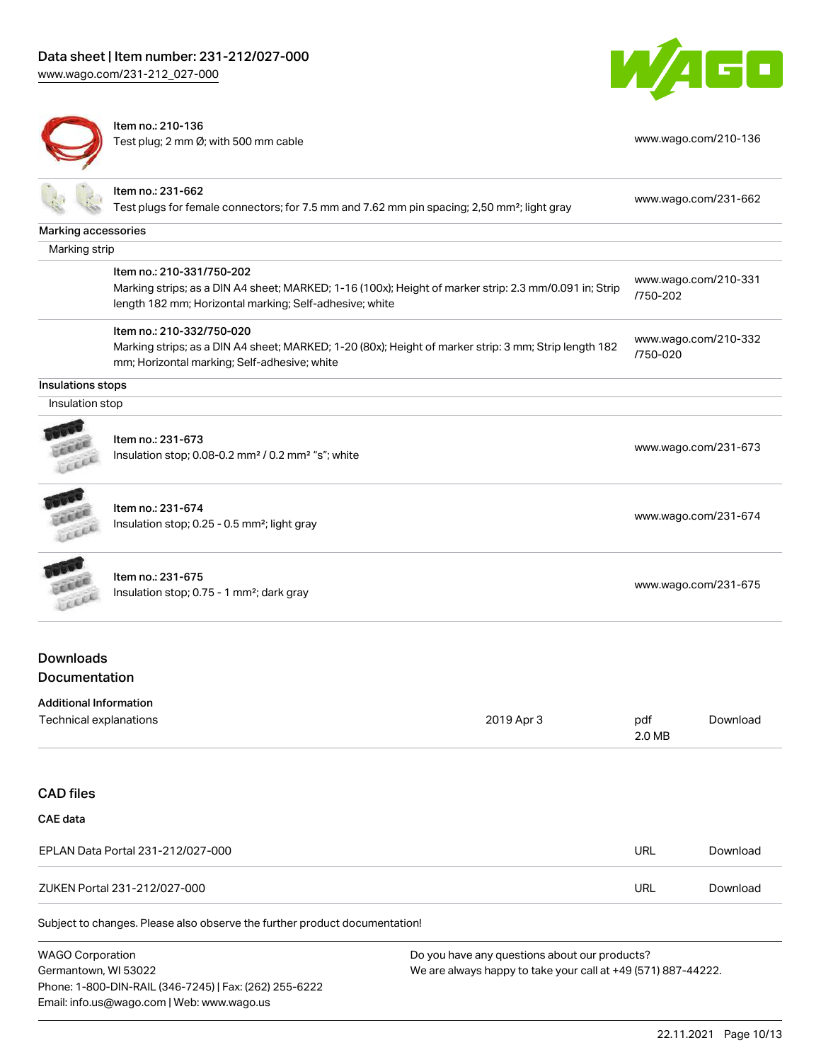| | | |
|---|---|---|
| | Item no.: 210-136<br>Test plug; 2 mm Ø; with 500 mm cable | www.wago.com/210-136 |
| | Item no.: 231-662<br>Test plugs for female connectors; for 7.5 mm and 7.62 mm pin spacing; 2,50 mm²; light gray | www.wago.com/231-662 |

**Marking accessories**

Marking strip

| | | |
|---|---|---|
| | Item no.: 210-331/750-202<br>Marking strips; as a DIN A4 sheet; MARKED; 1-16 (100x); Height of marker strip: 2.3 mm/0.091 in; Strip length 182 mm; Horizontal marking; Self-adhesive; white | www.wago.com/210-331/750-202 |
| | Item no.: 210-332/750-020<br>Marking strips; as a DIN A4 sheet; MARKED; 1-20 (80x); Height of marker strip: 3 mm; Strip length 182 mm; Horizontal marking; Self-adhesive; white | www.wago.com/210-332/750-020 |

**Insulations stops**

Insulation stop

| | | |
|---|---|---|
| | Item no.: 231-673<br>Insulation stop; 0.08-0.2 mm² / 0.2 mm² "s"; white | www.wago.com/231-673 |
| | Item no.: 231-674<br>Insulation stop; 0.25 - 0.5 mm²; light gray | www.wago.com/231-674 |
| | Item no.: 231-675<br>Insulation stop; 0.75 - 1 mm²; dark gray | www.wago.com/231-675 |

## Downloads

## Documentation

**Additional Information**

| | | | |
|---|---|---|---|
| Technical explanations | 2019 Apr 3 | pdf<br>2.0 MB | Download |

## CAD files

**CAE data**

| | | |
|---|---|---|
| EPLAN Data Portal 231-212/027-000 | URL | Download |
| ZUKEN Portal 231-212/027-000 | URL | Download |

Subject to changes. Please also observe the further product documentation!

WAGO Corporation
Germantown, WI 53022
Phone: 1-800-DIN-RAIL (346-7245) | Fax: (262) 255-6222
Email: info.us@wago.com | Web: www.wago.us

Do you have any questions about our products?
We are always happy to take your call at +49 (571) 887-44222.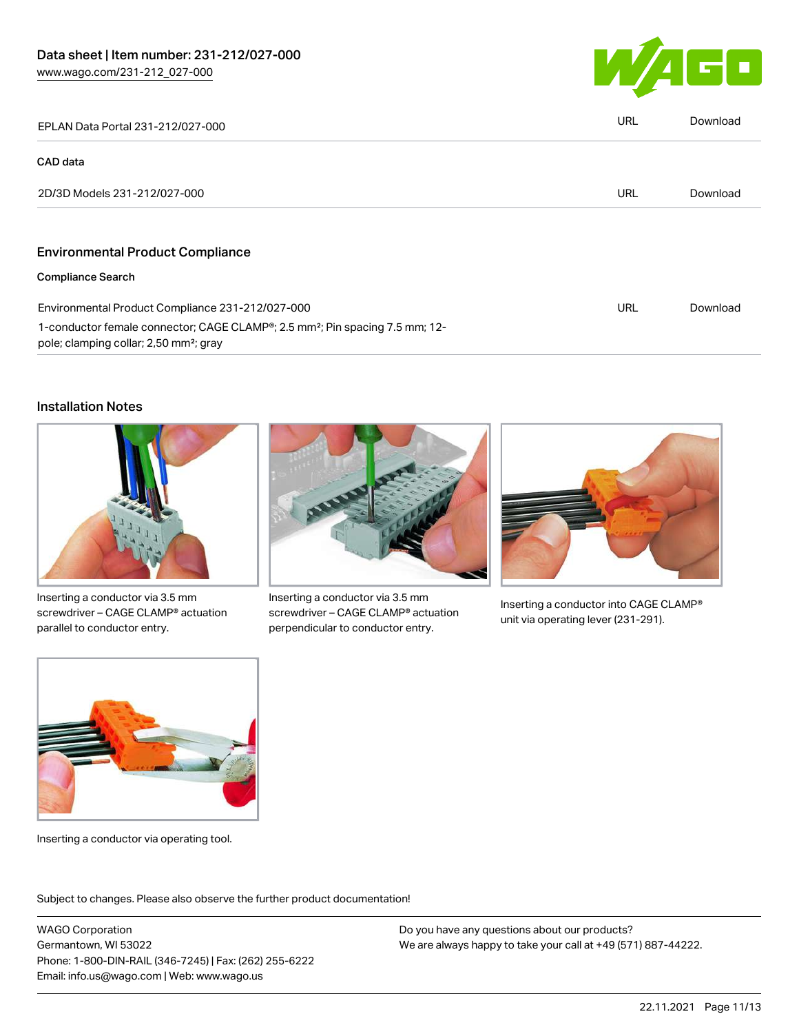| | | |
|---|---|---|
| EPLAN Data Portal 231-212/027-000 | URL | Download |

**CAD data**

| | | |
|---|---|---|
| 2D/3D Models 231-212/027-000 | URL | Download |

## Environmental Product Compliance

**Compliance Search**

| | | |
|---|---|---|
| Environmental Product Compliance 231-212/027-000<br>1-conductor female connector; CAGE CLAMP®; 2.5 mm²; Pin spacing 7.5 mm; 12-pole; clamping collar; 2,50 mm²; gray | URL | Download |

## Installation Notes

Inserting a conductor via 3.5 mm screwdriver – CAGE CLAMP® actuation parallel to conductor entry.

Inserting a conductor via 3.5 mm screwdriver – CAGE CLAMP® actuation perpendicular to conductor entry.

Inserting a conductor into CAGE CLAMP® unit via operating lever (231-291).

Inserting a conductor via operating tool.

Subject to changes. Please also observe the further product documentation!

WAGO Corporation
Germantown, WI 53022
Phone: 1-800-DIN-RAIL (346-7245) | Fax: (262) 255-6222
Email: info.us@wago.com | Web: www.wago.us

Do you have any questions about our products?
We are always happy to take your call at +49 (571) 887-44222.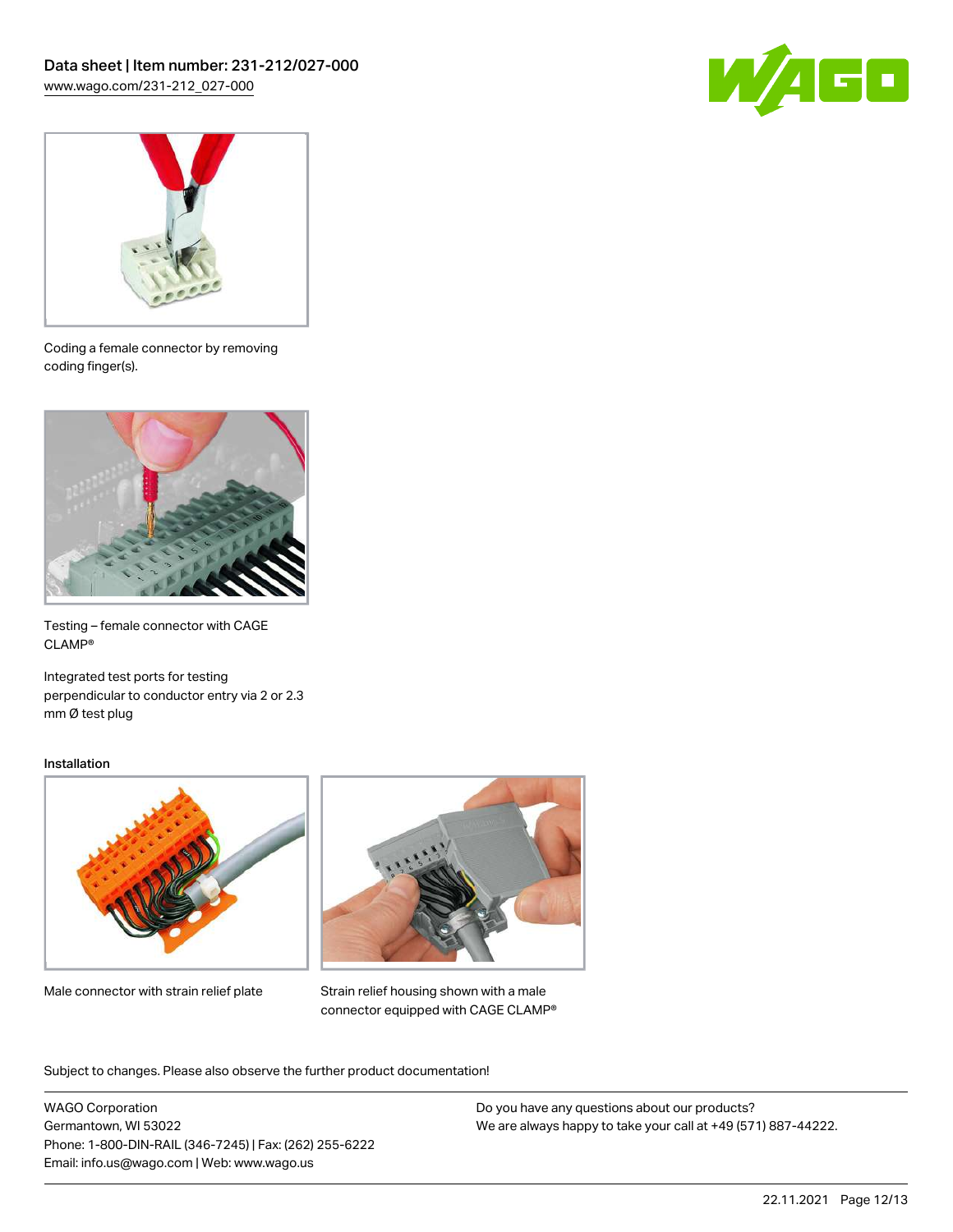Coding a female connector by removing coding finger(s).

Testing – female connector with CAGE CLAMP®

Integrated test ports for testing perpendicular to conductor entry via 2 or 2.3 mm Ø test plug

Installation

Male connector with strain relief plate

Strain relief housing shown with a male connector equipped with CAGE CLAMP®

Subject to changes. Please also observe the further product documentation!

WAGO Corporation
Germantown, WI 53022
Phone: 1-800-DIN-RAIL (346-7245) | Fax: (262) 255-6222
Email: info.us@wago.com | Web: www.wago.us

Do you have any questions about our products?
We are always happy to take your call at +49 (571) 887-44222.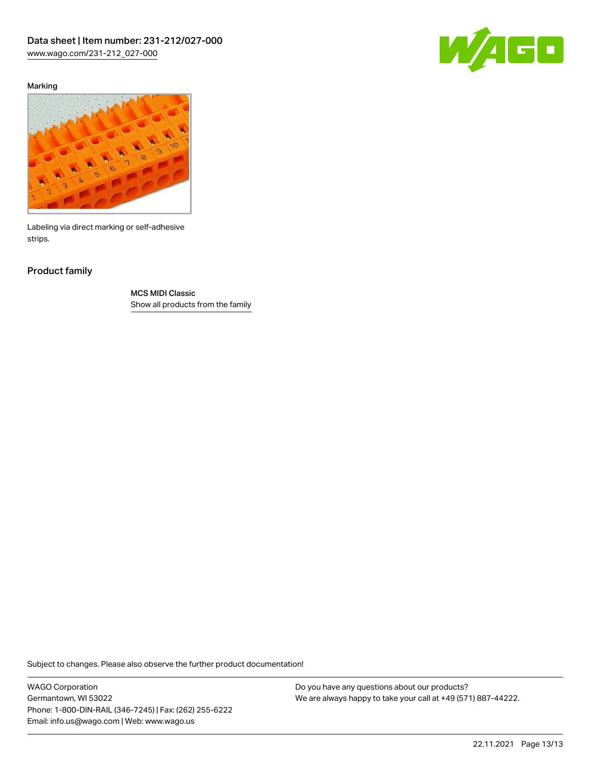Marking

Labeling via direct marking or self-adhesive strips.

## Product family

MCS MIDI Classic
Show all products from the family

Subject to changes. Please also observe the further product documentation!

WAGO Corporation
Germantown, WI 53022
Phone: 1-800-DIN-RAIL (346-7245) | Fax: (262) 255-6222
Email: info.us@wago.com | Web: www.wago.us

Do you have any questions about our products?
We are always happy to take your call at +49 (571) 887-44222.